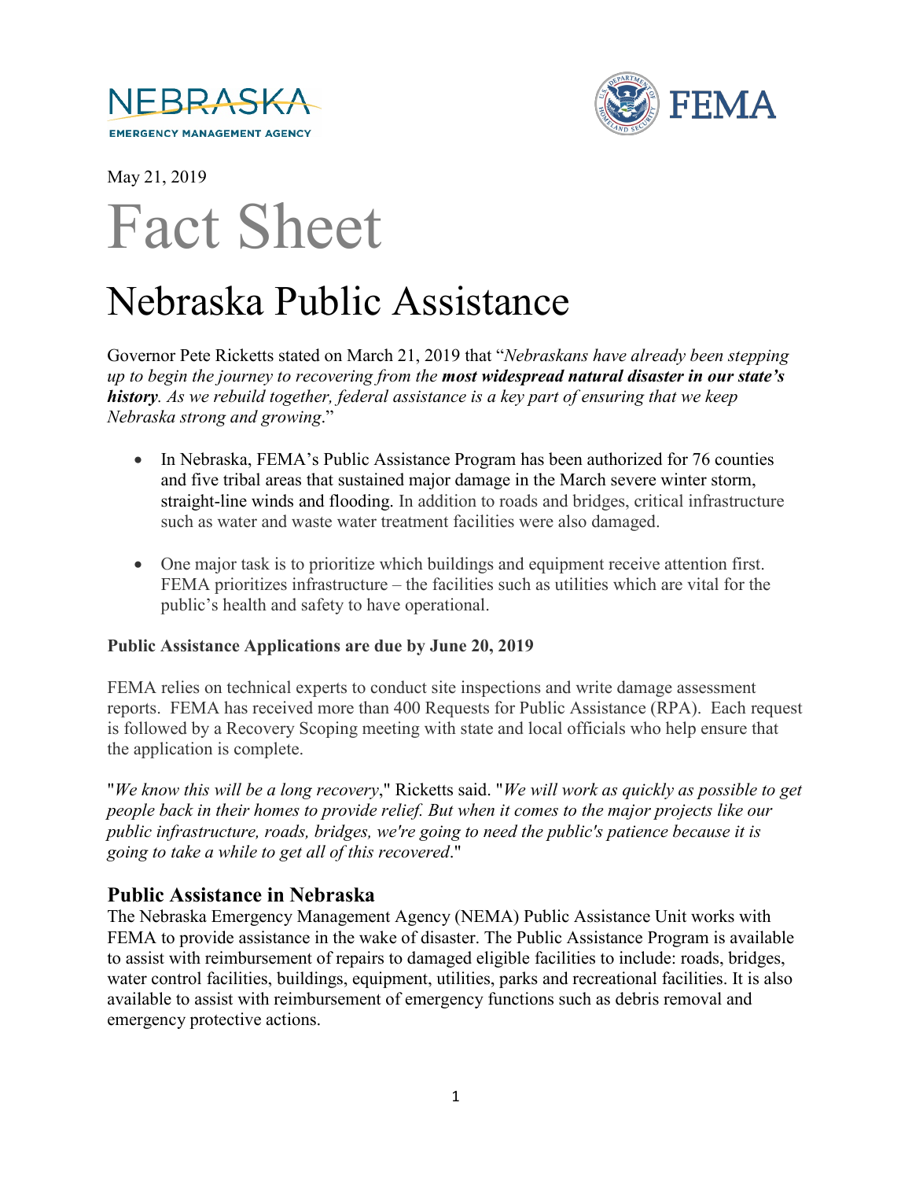NEBRASKA
EMERGENCY MANAGEMENT AGENCY

FEMA

May 21, 2019

# Fact Sheet

# Nebraska Public Assistance

Governor Pete Ricketts stated on March 21, 2019 that "*Nebraskans have already been stepping up to begin the journey to recovering from the* ***most widespread natural disaster in our state's history****. As we rebuild together, federal assistance is a key part of ensuring that we keep Nebraska strong and growing*."

- In Nebraska, FEMA's Public Assistance Program has been authorized for 76 counties and five tribal areas that sustained major damage in the March severe winter storm, straight-line winds and flooding. In addition to roads and bridges, critical infrastructure such as water and waste water treatment facilities were also damaged.

- One major task is to prioritize which buildings and equipment receive attention first. FEMA prioritizes infrastructure – the facilities such as utilities which are vital for the public's health and safety to have operational.

**Public Assistance Applications are due by June 20, 2019**

FEMA relies on technical experts to conduct site inspections and write damage assessment reports. FEMA has received more than 400 Requests for Public Assistance (RPA). Each request is followed by a Recovery Scoping meeting with state and local officials who help ensure that the application is complete.

"*We know this will be a long recovery*," Ricketts said. "*We will work as quickly as possible to get people back in their homes to provide relief. But when it comes to the major projects like our public infrastructure, roads, bridges, we're going to need the public's patience because it is going to take a while to get all of this recovered*."

## Public Assistance in Nebraska

The Nebraska Emergency Management Agency (NEMA) Public Assistance Unit works with FEMA to provide assistance in the wake of disaster. The Public Assistance Program is available to assist with reimbursement of repairs to damaged eligible facilities to include: roads, bridges, water control facilities, buildings, equipment, utilities, parks and recreational facilities. It is also available to assist with reimbursement of emergency functions such as debris removal and emergency protective actions.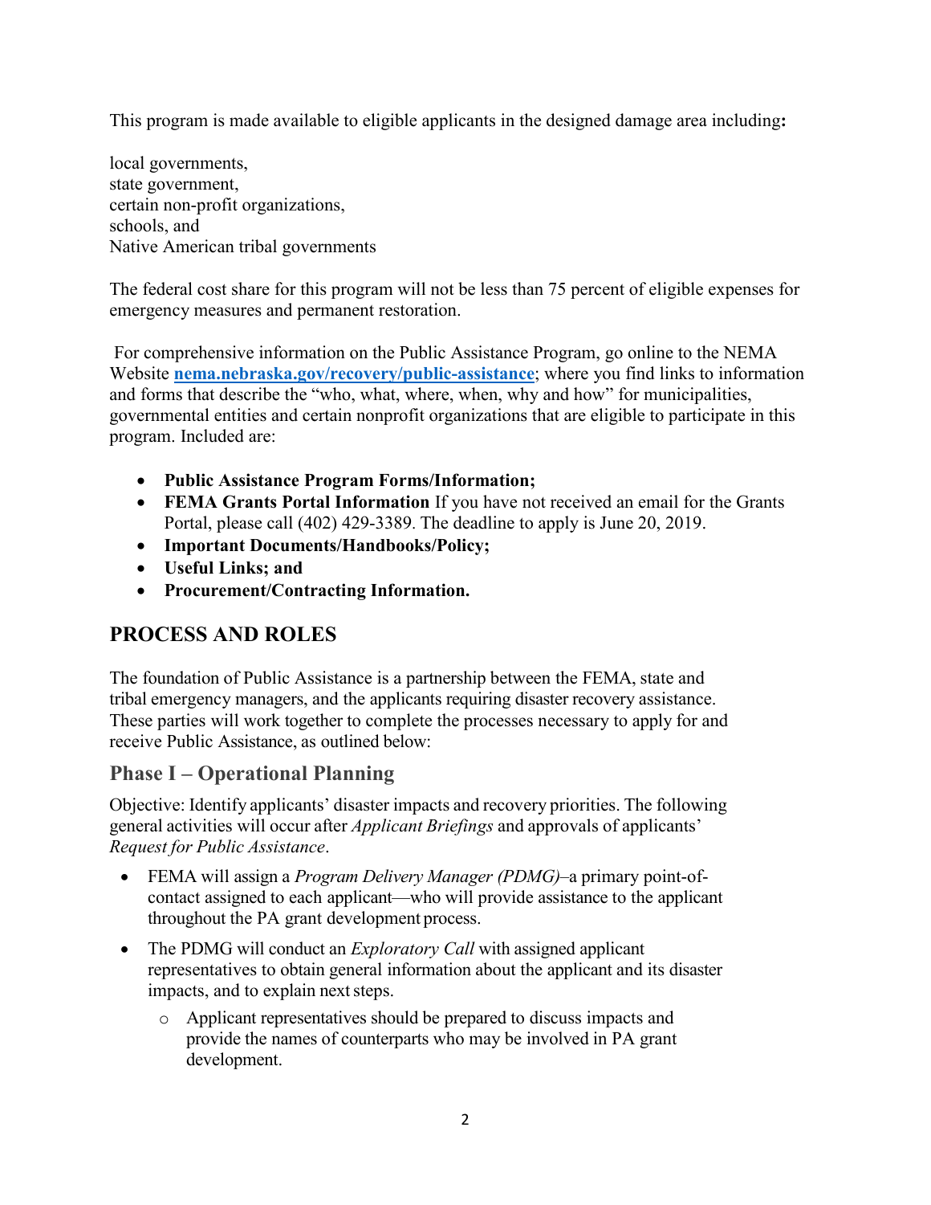This program is made available to eligible applicants in the designed damage area including**:**

local governments,
state government,
certain non-profit organizations,
schools, and
Native American tribal governments

The federal cost share for this program will not be less than 75 percent of eligible expenses for emergency measures and permanent restoration.

For comprehensive information on the Public Assistance Program, go online to the NEMA Website **nema.nebraska.gov/recovery/public-assistance**; where you find links to information and forms that describe the "who, what, where, when, why and how" for municipalities, governmental entities and certain nonprofit organizations that are eligible to participate in this program. Included are:

- **Public Assistance Program Forms/Information;**
- **FEMA Grants Portal Information** If you have not received an email for the Grants Portal, please call (402) 429-3389. The deadline to apply is June 20, 2019.
- **Important Documents/Handbooks/Policy;**
- **Useful Links; and**
- **Procurement/Contracting Information.**

## PROCESS AND ROLES

The foundation of Public Assistance is a partnership between the FEMA, state and tribal emergency managers, and the applicants requiring disaster recovery assistance. These parties will work together to complete the processes necessary to apply for and receive Public Assistance, as outlined below:

### Phase I – Operational Planning

Objective: Identify applicants' disaster impacts and recovery priorities. The following general activities will occur after *Applicant Briefings* and approvals of applicants' *Request for Public Assistance*.

- FEMA will assign a *Program Delivery Manager (PDMG)*–a primary point-of-contact assigned to each applicant—who will provide assistance to the applicant throughout the PA grant development process.
- The PDMG will conduct an *Exploratory Call* with assigned applicant representatives to obtain general information about the applicant and its disaster impacts, and to explain next steps.
  - Applicant representatives should be prepared to discuss impacts and provide the names of counterparts who may be involved in PA grant development.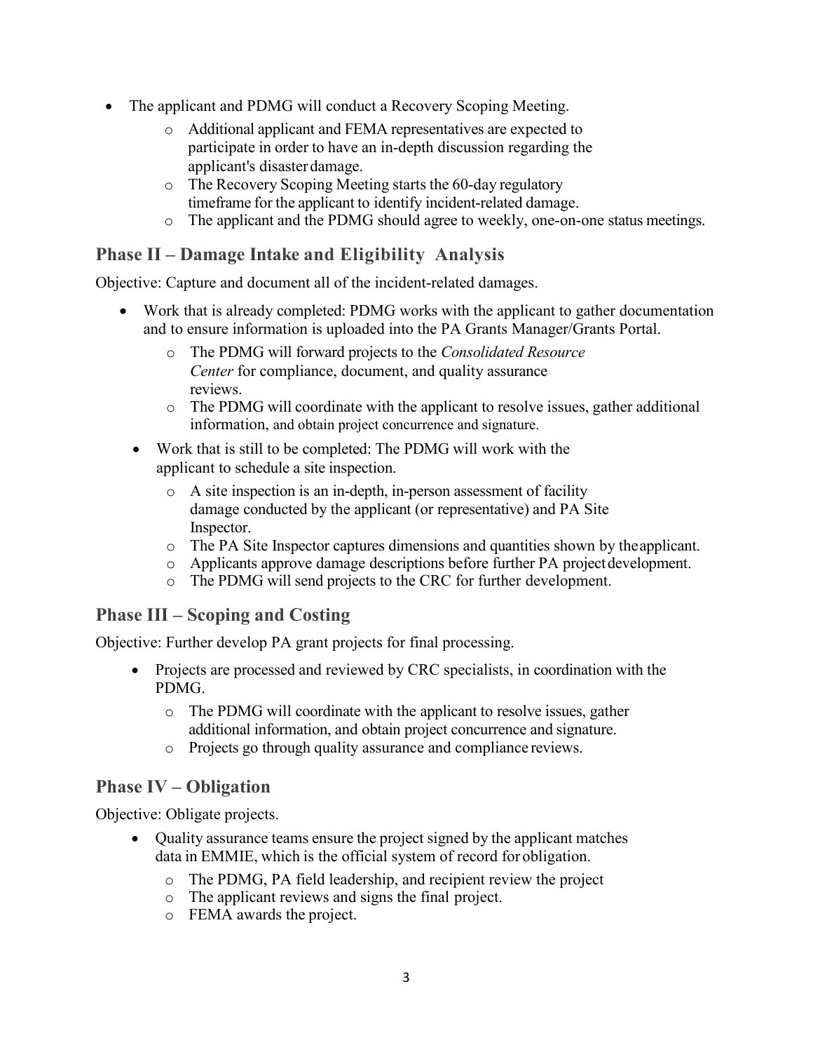- The applicant and PDMG will conduct a Recovery Scoping Meeting.
  - Additional applicant and FEMA representatives are expected to participate in order to have an in-depth discussion regarding the applicant's disaster damage.
  - The Recovery Scoping Meeting starts the 60-day regulatory timeframe for the applicant to identify incident-related damage.
  - The applicant and the PDMG should agree to weekly, one-on-one status meetings.

## Phase II – Damage Intake and Eligibility Analysis

Objective: Capture and document all of the incident-related damages.

- Work that is already completed: PDMG works with the applicant to gather documentation and to ensure information is uploaded into the PA Grants Manager/Grants Portal.
  - The PDMG will forward projects to the *Consolidated Resource Center* for compliance, document, and quality assurance reviews.
  - The PDMG will coordinate with the applicant to resolve issues, gather additional information, and obtain project concurrence and signature.
- Work that is still to be completed: The PDMG will work with the applicant to schedule a site inspection.
  - A site inspection is an in-depth, in-person assessment of facility damage conducted by the applicant (or representative) and PA Site Inspector.
  - The PA Site Inspector captures dimensions and quantities shown by the applicant.
  - Applicants approve damage descriptions before further PA project development.
  - The PDMG will send projects to the CRC for further development.

## Phase III – Scoping and Costing

Objective: Further develop PA grant projects for final processing.

- Projects are processed and reviewed by CRC specialists, in coordination with the PDMG.
  - The PDMG will coordinate with the applicant to resolve issues, gather additional information, and obtain project concurrence and signature.
  - Projects go through quality assurance and compliance reviews.

## Phase IV – Obligation

Objective: Obligate projects.

- Quality assurance teams ensure the project signed by the applicant matches data in EMMIE, which is the official system of record for obligation.
  - The PDMG, PA field leadership, and recipient review the project
  - The applicant reviews and signs the final project.
  - FEMA awards the project.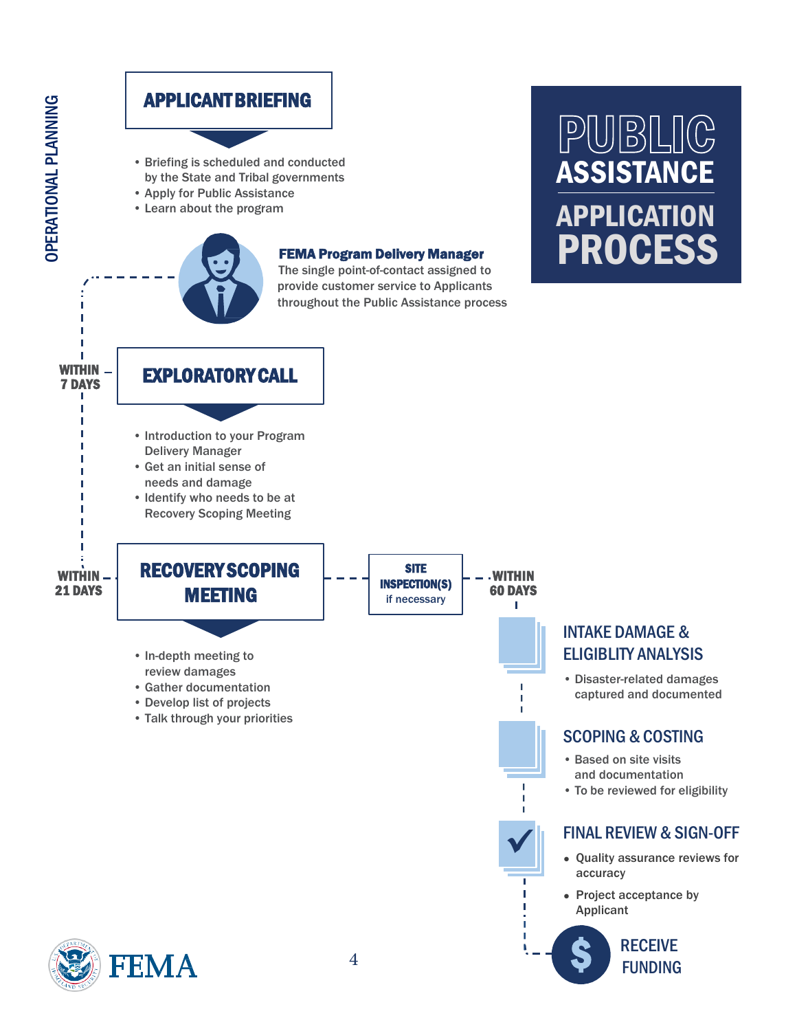# PUBLIC ASSISTANCE APPLICATION PROCESS

OPERATIONAL PLANNING

## APPLICANT BRIEFING

- Briefing is scheduled and conducted by the State and Tribal governments
- Apply for Public Assistance
- Learn about the program

**FEMA Program Delivery Manager**
The single point-of-contact assigned to provide customer service to Applicants throughout the Public Assistance process

WITHIN 7 DAYS

## EXPLORATORY CALL

- Introduction to your Program Delivery Manager
- Get an initial sense of needs and damage
- Identify who needs to be at Recovery Scoping Meeting

WITHIN 21 DAYS

## RECOVERY SCOPING MEETING

- In-depth meeting to review damages
- Gather documentation
- Develop list of projects
- Talk through your priorities

**SITE INSPECTION(S)** if necessary

WITHIN 60 DAYS

## INTAKE DAMAGE & ELIGIBLITY ANALYSIS

- Disaster-related damages captured and documented

## SCOPING & COSTING

- Based on site visits and documentation
- To be reviewed for eligibility

## FINAL REVIEW & SIGN-OFF

- Quality assurance reviews for accuracy
- Project acceptance by Applicant

## RECEIVE FUNDING

FEMA